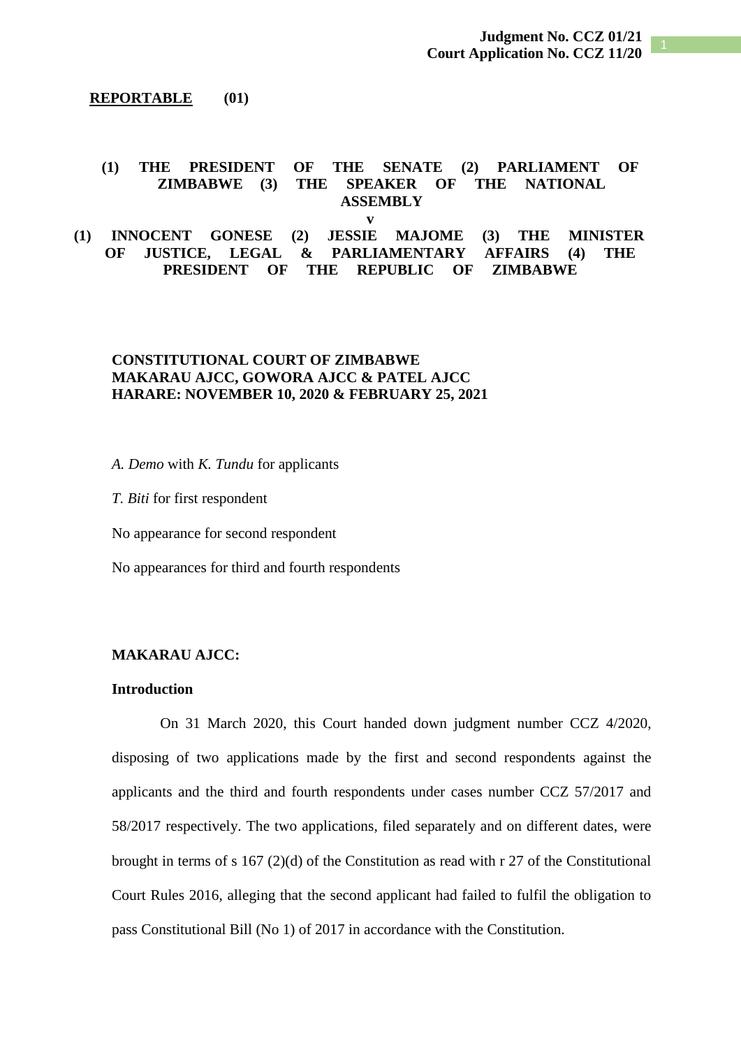**Judgment No. CCZ 01/21**
**Court Application No. CCZ 11/20**

**REPORTABLE (01)**

**(1) THE PRESIDENT OF THE SENATE (2) PARLIAMENT OF ZIMBABWE (3) THE SPEAKER OF THE NATIONAL ASSEMBLY**

**v**

**(1) INNOCENT GONESE (2) JESSIE MAJOME (3) THE MINISTER OF JUSTICE, LEGAL & PARLIAMENTARY AFFAIRS (4) THE PRESIDENT OF THE REPUBLIC OF ZIMBABWE**

**CONSTITUTIONAL COURT OF ZIMBABWE**
**MAKARAU AJCC, GOWORA AJCC & PATEL AJCC**
**HARARE: NOVEMBER 10, 2020 & FEBRUARY 25, 2021**

*A. Demo* with *K. Tundu* for applicants

*T. Biti* for first respondent

No appearance for second respondent

No appearances for third and fourth respondents

**MAKARAU AJCC:**

**Introduction**

On 31 March 2020, this Court handed down judgment number CCZ 4/2020, disposing of two applications made by the first and second respondents against the applicants and the third and fourth respondents under cases number CCZ 57/2017 and 58/2017 respectively. The two applications, filed separately and on different dates, were brought in terms of s 167 (2)(d) of the Constitution as read with r 27 of the Constitutional Court Rules 2016, alleging that the second applicant had failed to fulfil the obligation to pass Constitutional Bill (No 1) of 2017 in accordance with the Constitution.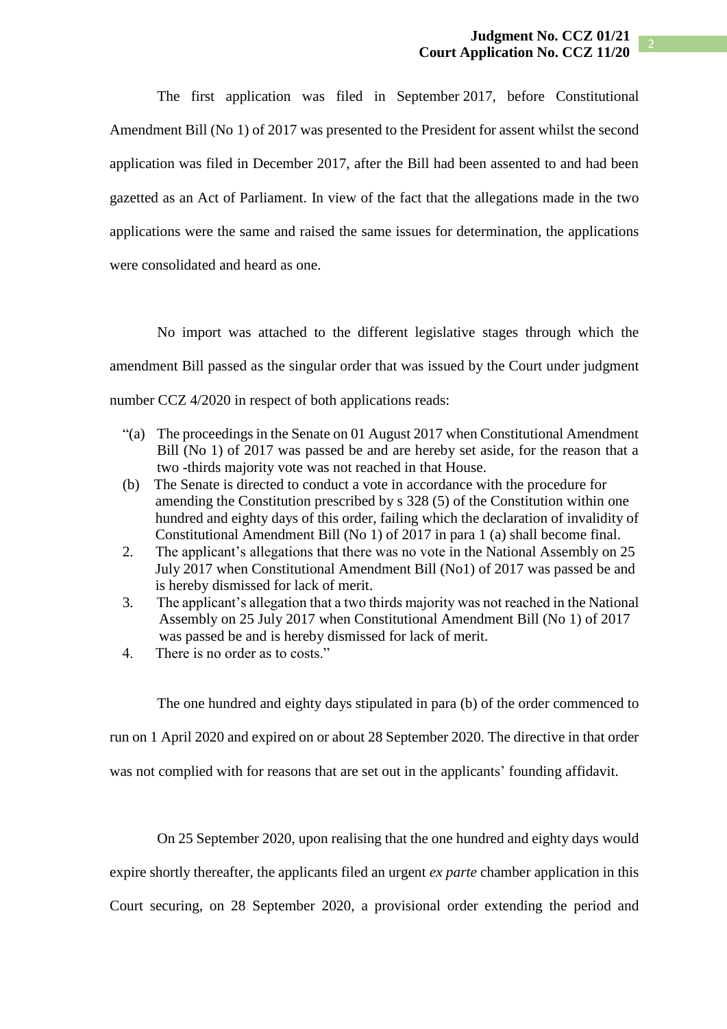The first application was filed in September 2017, before Constitutional Amendment Bill (No 1) of 2017 was presented to the President for assent whilst the second application was filed in December 2017, after the Bill had been assented to and had been gazetted as an Act of Parliament. In view of the fact that the allegations made in the two applications were the same and raised the same issues for determination, the applications were consolidated and heard as one.

No import was attached to the different legislative stages through which the amendment Bill passed as the singular order that was issued by the Court under judgment number CCZ 4/2020 in respect of both applications reads:

> "(a) The proceedings in the Senate on 01 August 2017 when Constitutional Amendment Bill (No 1) of 2017 was passed be and are hereby set aside, for the reason that a two -thirds majority vote was not reached in that House.
>
> (b) The Senate is directed to conduct a vote in accordance with the procedure for amending the Constitution prescribed by s 328 (5) of the Constitution within one hundred and eighty days of this order, failing which the declaration of invalidity of Constitutional Amendment Bill (No 1) of 2017 in para 1 (a) shall become final.
>
> 2. The applicant's allegations that there was no vote in the National Assembly on 25 July 2017 when Constitutional Amendment Bill (No1) of 2017 was passed be and is hereby dismissed for lack of merit.
>
> 3. The applicant's allegation that a two thirds majority was not reached in the National Assembly on 25 July 2017 when Constitutional Amendment Bill (No 1) of 2017 was passed be and is hereby dismissed for lack of merit.
>
> 4. There is no order as to costs."

The one hundred and eighty days stipulated in para (b) of the order commenced to run on 1 April 2020 and expired on or about 28 September 2020. The directive in that order was not complied with for reasons that are set out in the applicants' founding affidavit.

On 25 September 2020, upon realising that the one hundred and eighty days would expire shortly thereafter, the applicants filed an urgent *ex parte* chamber application in this Court securing, on 28 September 2020, a provisional order extending the period and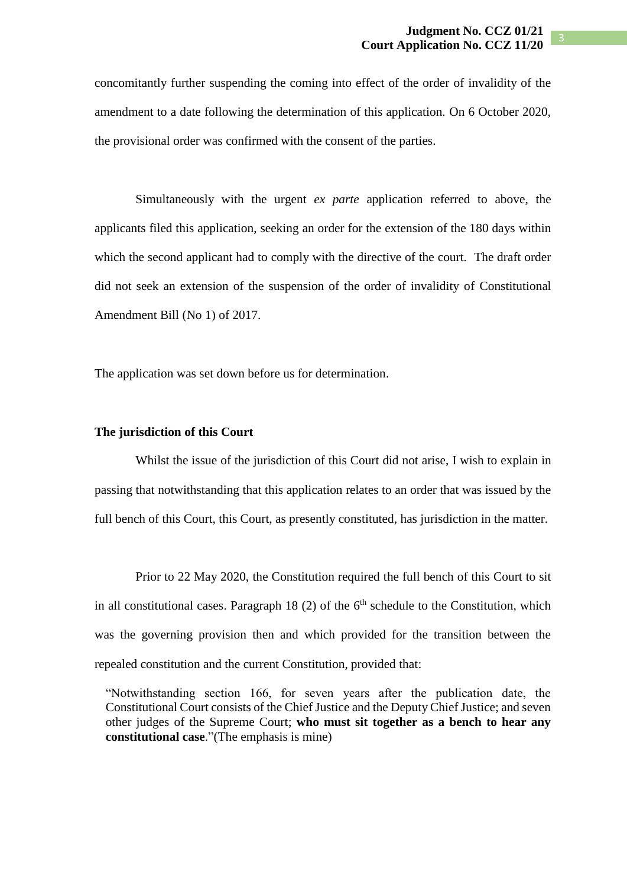concomitantly further suspending the coming into effect of the order of invalidity of the amendment to a date following the determination of this application. On 6 October 2020, the provisional order was confirmed with the consent of the parties.

Simultaneously with the urgent *ex parte* application referred to above, the applicants filed this application, seeking an order for the extension of the 180 days within which the second applicant had to comply with the directive of the court. The draft order did not seek an extension of the suspension of the order of invalidity of Constitutional Amendment Bill (No 1) of 2017.

The application was set down before us for determination.

**The jurisdiction of this Court**

Whilst the issue of the jurisdiction of this Court did not arise, I wish to explain in passing that notwithstanding that this application relates to an order that was issued by the full bench of this Court, this Court, as presently constituted, has jurisdiction in the matter.

Prior to 22 May 2020, the Constitution required the full bench of this Court to sit in all constitutional cases. Paragraph 18 (2) of the 6th schedule to the Constitution, which was the governing provision then and which provided for the transition between the repealed constitution and the current Constitution, provided that:

> "Notwithstanding section 166, for seven years after the publication date, the Constitutional Court consists of the Chief Justice and the Deputy Chief Justice; and seven other judges of the Supreme Court; **who must sit together as a bench to hear any constitutional case**."(The emphasis is mine)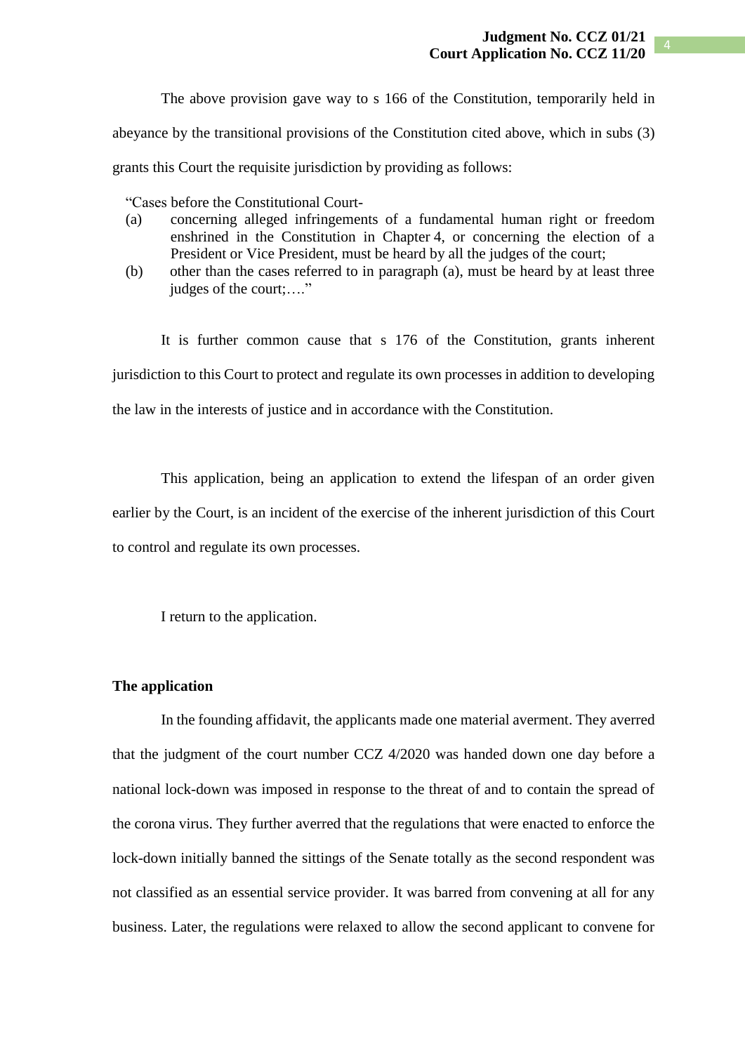The above provision gave way to s 166 of the Constitution, temporarily held in abeyance by the transitional provisions of the Constitution cited above, which in subs (3) grants this Court the requisite jurisdiction by providing as follows:

> "Cases before the Constitutional Court-
> (a) concerning alleged infringements of a fundamental human right or freedom enshrined in the Constitution in Chapter 4, or concerning the election of a President or Vice President, must be heard by all the judges of the court;
> (b) other than the cases referred to in paragraph (a), must be heard by at least three judges of the court;…."

It is further common cause that s 176 of the Constitution, grants inherent jurisdiction to this Court to protect and regulate its own processes in addition to developing the law in the interests of justice and in accordance with the Constitution.

This application, being an application to extend the lifespan of an order given earlier by the Court, is an incident of the exercise of the inherent jurisdiction of this Court to control and regulate its own processes.

I return to the application.

**The application**

In the founding affidavit, the applicants made one material averment. They averred that the judgment of the court number CCZ 4/2020 was handed down one day before a national lock-down was imposed in response to the threat of and to contain the spread of the corona virus. They further averred that the regulations that were enacted to enforce the lock-down initially banned the sittings of the Senate totally as the second respondent was not classified as an essential service provider. It was barred from convening at all for any business. Later, the regulations were relaxed to allow the second applicant to convene for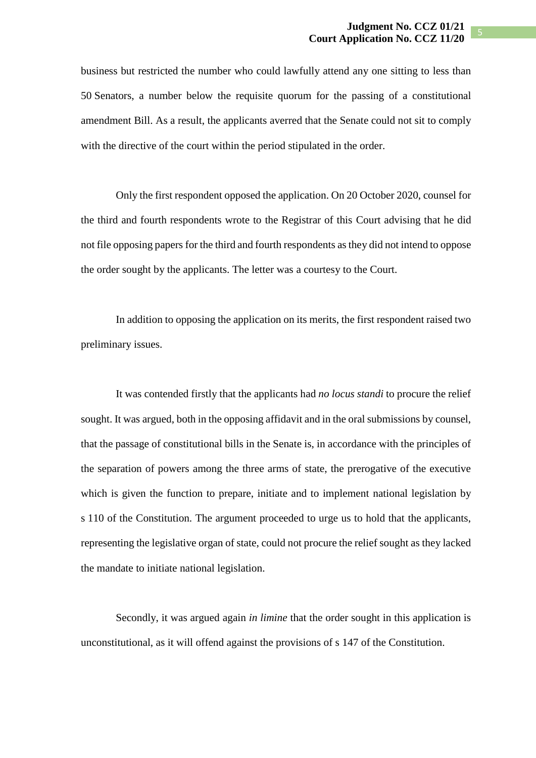business but restricted the number who could lawfully attend any one sitting to less than 50 Senators, a number below the requisite quorum for the passing of a constitutional amendment Bill. As a result, the applicants averred that the Senate could not sit to comply with the directive of the court within the period stipulated in the order.

Only the first respondent opposed the application. On 20 October 2020, counsel for the third and fourth respondents wrote to the Registrar of this Court advising that he did not file opposing papers for the third and fourth respondents as they did not intend to oppose the order sought by the applicants. The letter was a courtesy to the Court.

In addition to opposing the application on its merits, the first respondent raised two preliminary issues.

It was contended firstly that the applicants had *no locus standi* to procure the relief sought. It was argued, both in the opposing affidavit and in the oral submissions by counsel, that the passage of constitutional bills in the Senate is, in accordance with the principles of the separation of powers among the three arms of state, the prerogative of the executive which is given the function to prepare, initiate and to implement national legislation by s 110 of the Constitution. The argument proceeded to urge us to hold that the applicants, representing the legislative organ of state, could not procure the relief sought as they lacked the mandate to initiate national legislation.

Secondly, it was argued again *in limine* that the order sought in this application is unconstitutional, as it will offend against the provisions of s 147 of the Constitution.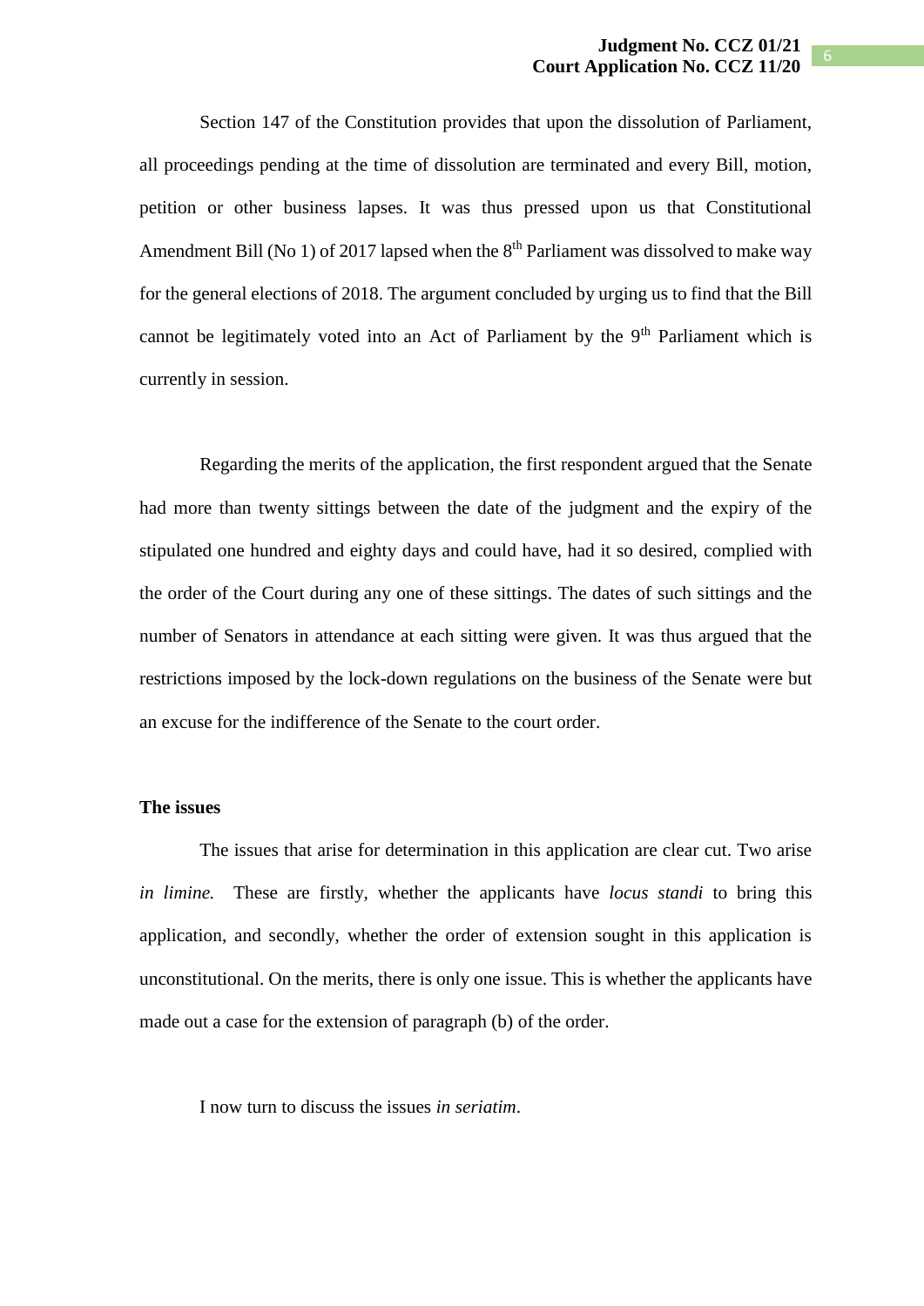Section 147 of the Constitution provides that upon the dissolution of Parliament, all proceedings pending at the time of dissolution are terminated and every Bill, motion, petition or other business lapses. It was thus pressed upon us that Constitutional Amendment Bill (No 1) of 2017 lapsed when the 8th Parliament was dissolved to make way for the general elections of 2018. The argument concluded by urging us to find that the Bill cannot be legitimately voted into an Act of Parliament by the 9th Parliament which is currently in session.

Regarding the merits of the application, the first respondent argued that the Senate had more than twenty sittings between the date of the judgment and the expiry of the stipulated one hundred and eighty days and could have, had it so desired, complied with the order of the Court during any one of these sittings. The dates of such sittings and the number of Senators in attendance at each sitting were given. It was thus argued that the restrictions imposed by the lock-down regulations on the business of the Senate were but an excuse for the indifference of the Senate to the court order.

**The issues**

The issues that arise for determination in this application are clear cut. Two arise *in limine.* These are firstly, whether the applicants have *locus standi* to bring this application, and secondly, whether the order of extension sought in this application is unconstitutional. On the merits, there is only one issue. This is whether the applicants have made out a case for the extension of paragraph (b) of the order.

I now turn to discuss the issues *in seriatim*.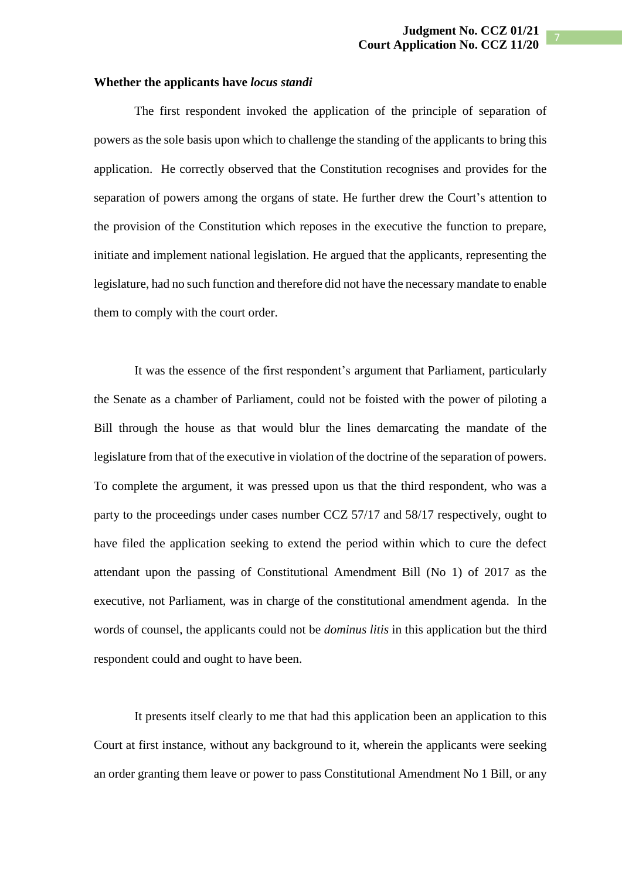**Whether the applicants have *locus standi***

The first respondent invoked the application of the principle of separation of powers as the sole basis upon which to challenge the standing of the applicants to bring this application. He correctly observed that the Constitution recognises and provides for the separation of powers among the organs of state. He further drew the Court's attention to the provision of the Constitution which reposes in the executive the function to prepare, initiate and implement national legislation. He argued that the applicants, representing the legislature, had no such function and therefore did not have the necessary mandate to enable them to comply with the court order.

It was the essence of the first respondent's argument that Parliament, particularly the Senate as a chamber of Parliament, could not be foisted with the power of piloting a Bill through the house as that would blur the lines demarcating the mandate of the legislature from that of the executive in violation of the doctrine of the separation of powers. To complete the argument, it was pressed upon us that the third respondent, who was a party to the proceedings under cases number CCZ 57/17 and 58/17 respectively, ought to have filed the application seeking to extend the period within which to cure the defect attendant upon the passing of Constitutional Amendment Bill (No 1) of 2017 as the executive, not Parliament, was in charge of the constitutional amendment agenda. In the words of counsel, the applicants could not be *dominus litis* in this application but the third respondent could and ought to have been.

It presents itself clearly to me that had this application been an application to this Court at first instance, without any background to it, wherein the applicants were seeking an order granting them leave or power to pass Constitutional Amendment No 1 Bill, or any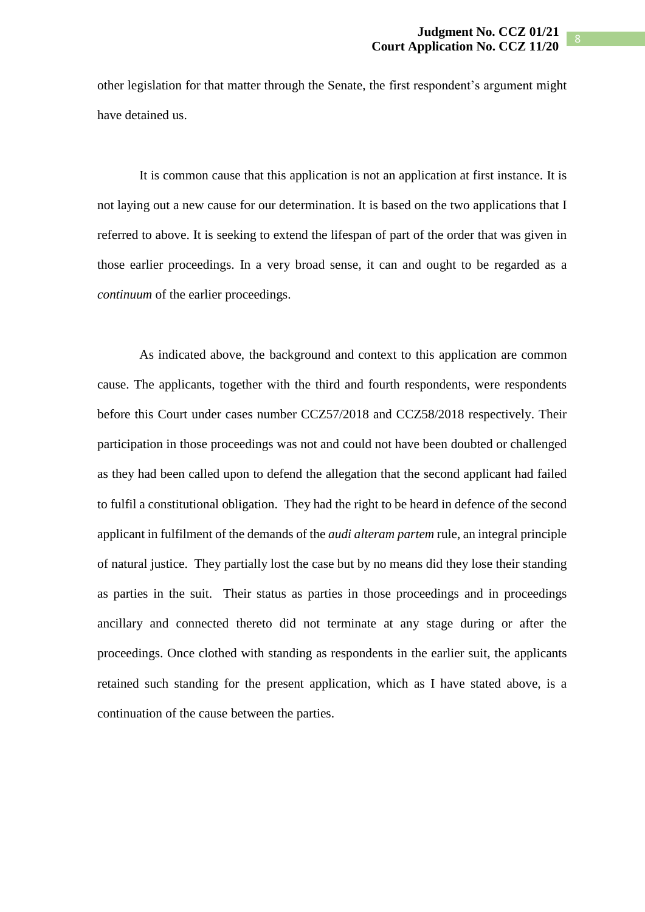other legislation for that matter through the Senate, the first respondent's argument might have detained us.

It is common cause that this application is not an application at first instance. It is not laying out a new cause for our determination. It is based on the two applications that I referred to above. It is seeking to extend the lifespan of part of the order that was given in those earlier proceedings. In a very broad sense, it can and ought to be regarded as a *continuum* of the earlier proceedings.

As indicated above, the background and context to this application are common cause. The applicants, together with the third and fourth respondents, were respondents before this Court under cases number CCZ57/2018 and CCZ58/2018 respectively. Their participation in those proceedings was not and could not have been doubted or challenged as they had been called upon to defend the allegation that the second applicant had failed to fulfil a constitutional obligation. They had the right to be heard in defence of the second applicant in fulfilment of the demands of the *audi alteram partem* rule, an integral principle of natural justice. They partially lost the case but by no means did they lose their standing as parties in the suit. Their status as parties in those proceedings and in proceedings ancillary and connected thereto did not terminate at any stage during or after the proceedings. Once clothed with standing as respondents in the earlier suit, the applicants retained such standing for the present application, which as I have stated above, is a continuation of the cause between the parties.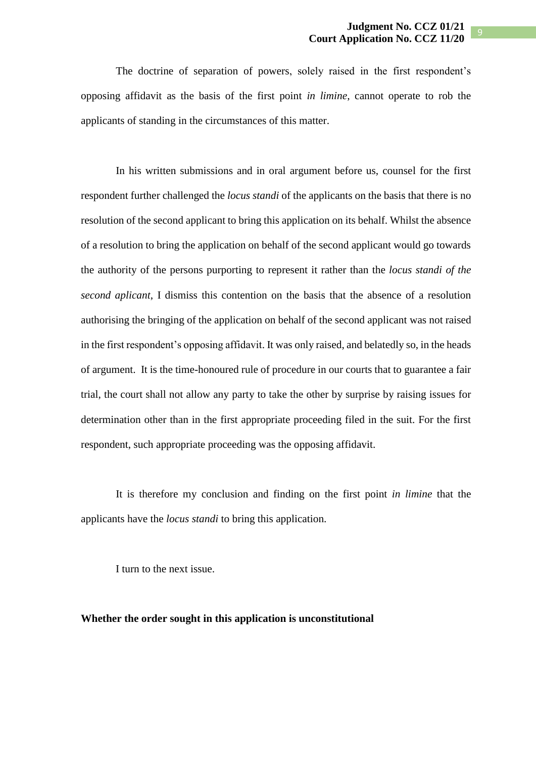The doctrine of separation of powers, solely raised in the first respondent's opposing affidavit as the basis of the first point *in limine*, cannot operate to rob the applicants of standing in the circumstances of this matter.

In his written submissions and in oral argument before us, counsel for the first respondent further challenged the *locus standi* of the applicants on the basis that there is no resolution of the second applicant to bring this application on its behalf. Whilst the absence of a resolution to bring the application on behalf of the second applicant would go towards the authority of the persons purporting to represent it rather than the *locus standi of the second aplicant*, I dismiss this contention on the basis that the absence of a resolution authorising the bringing of the application on behalf of the second applicant was not raised in the first respondent's opposing affidavit. It was only raised, and belatedly so, in the heads of argument. It is the time-honoured rule of procedure in our courts that to guarantee a fair trial, the court shall not allow any party to take the other by surprise by raising issues for determination other than in the first appropriate proceeding filed in the suit. For the first respondent, such appropriate proceeding was the opposing affidavit.

It is therefore my conclusion and finding on the first point *in limine* that the applicants have the *locus standi* to bring this application.

I turn to the next issue.

**Whether the order sought in this application is unconstitutional**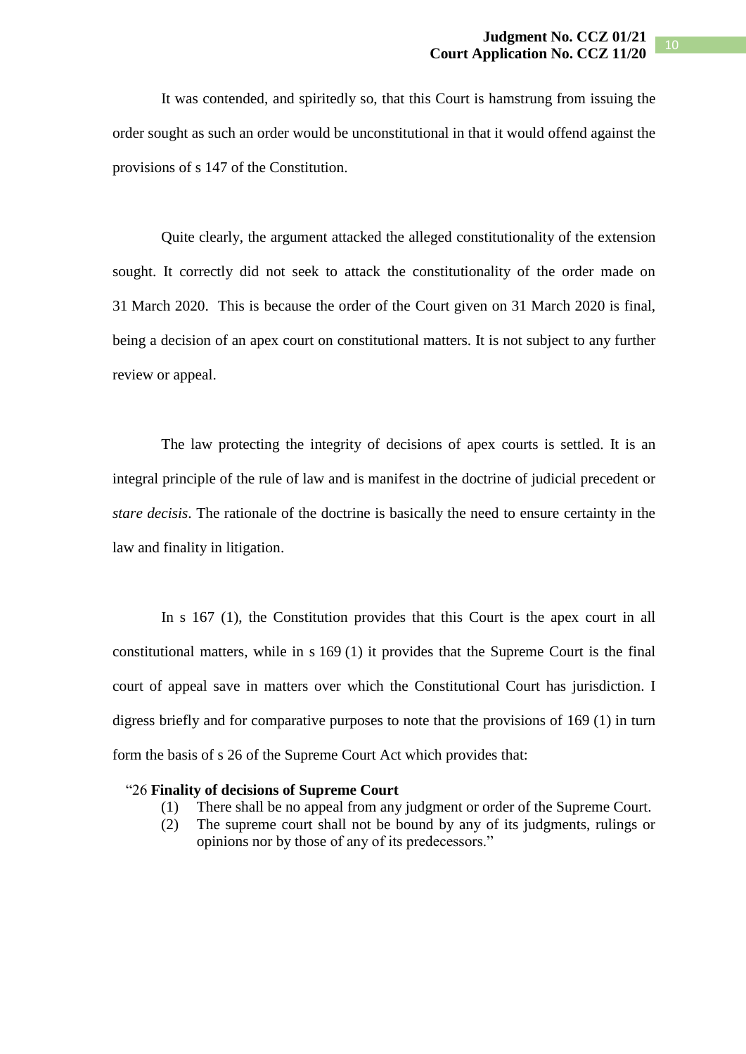It was contended, and spiritedly so, that this Court is hamstrung from issuing the order sought as such an order would be unconstitutional in that it would offend against the provisions of s 147 of the Constitution.

Quite clearly, the argument attacked the alleged constitutionality of the extension sought. It correctly did not seek to attack the constitutionality of the order made on 31 March 2020. This is because the order of the Court given on 31 March 2020 is final, being a decision of an apex court on constitutional matters. It is not subject to any further review or appeal.

The law protecting the integrity of decisions of apex courts is settled. It is an integral principle of the rule of law and is manifest in the doctrine of judicial precedent or *stare decisis*. The rationale of the doctrine is basically the need to ensure certainty in the law and finality in litigation.

In s 167 (1), the Constitution provides that this Court is the apex court in all constitutional matters, while in s 169 (1) it provides that the Supreme Court is the final court of appeal save in matters over which the Constitutional Court has jurisdiction. I digress briefly and for comparative purposes to note that the provisions of 169 (1) in turn form the basis of s 26 of the Supreme Court Act which provides that:

> "26 **Finality of decisions of Supreme Court**
> (1) There shall be no appeal from any judgment or order of the Supreme Court.
> (2) The supreme court shall not be bound by any of its judgments, rulings or opinions nor by those of any of its predecessors."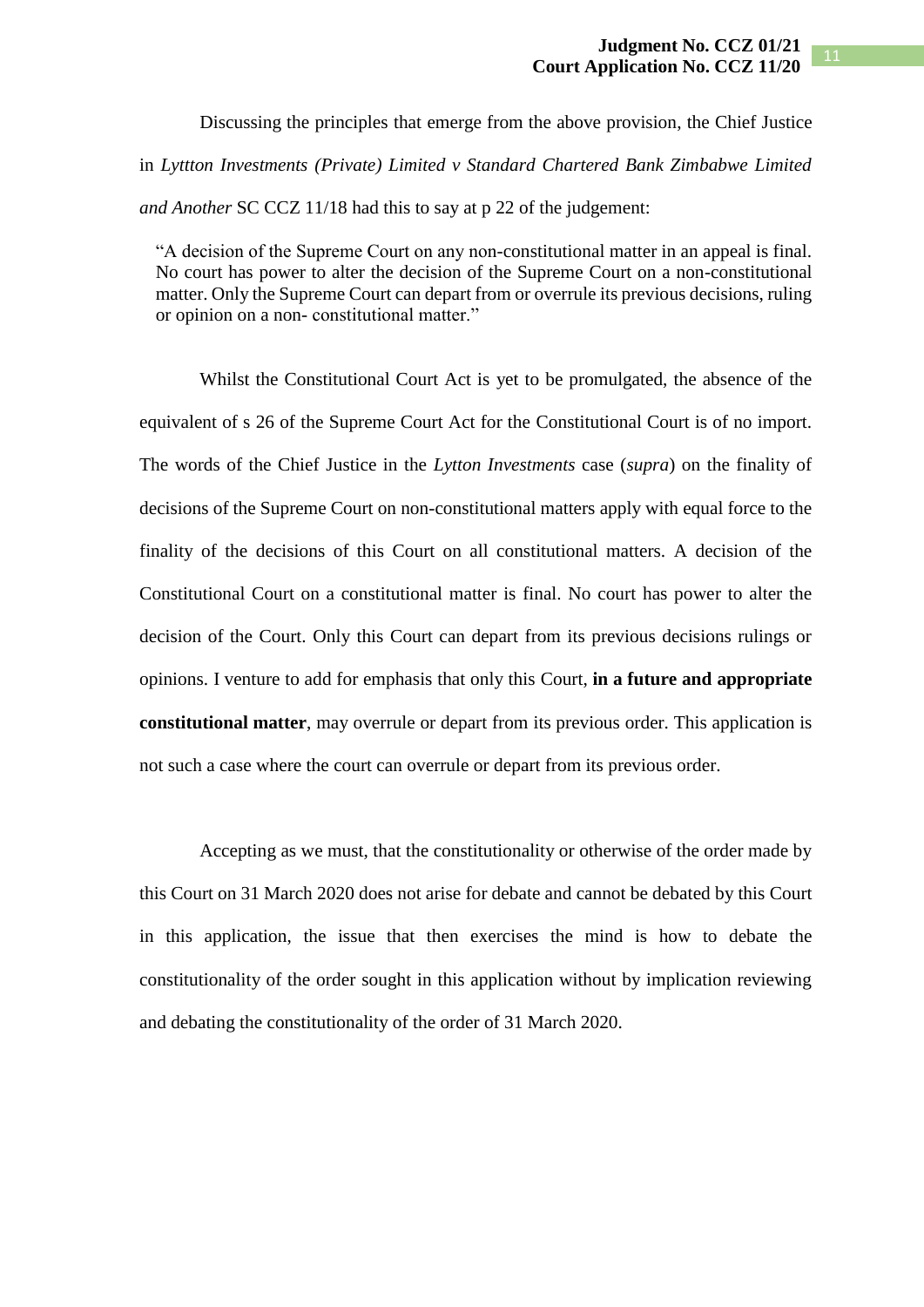Discussing the principles that emerge from the above provision, the Chief Justice in *Lyttton Investments (Private) Limited v Standard Chartered Bank Zimbabwe Limited and Another* SC CCZ 11/18 had this to say at p 22 of the judgement:

> "A decision of the Supreme Court on any non-constitutional matter in an appeal is final. No court has power to alter the decision of the Supreme Court on a non-constitutional matter. Only the Supreme Court can depart from or overrule its previous decisions, ruling or opinion on a non- constitutional matter."

Whilst the Constitutional Court Act is yet to be promulgated, the absence of the equivalent of s 26 of the Supreme Court Act for the Constitutional Court is of no import. The words of the Chief Justice in the *Lytton Investments* case (*supra*) on the finality of decisions of the Supreme Court on non-constitutional matters apply with equal force to the finality of the decisions of this Court on all constitutional matters. A decision of the Constitutional Court on a constitutional matter is final. No court has power to alter the decision of the Court. Only this Court can depart from its previous decisions rulings or opinions. I venture to add for emphasis that only this Court, **in a future and appropriate constitutional matter**, may overrule or depart from its previous order. This application is not such a case where the court can overrule or depart from its previous order.

Accepting as we must, that the constitutionality or otherwise of the order made by this Court on 31 March 2020 does not arise for debate and cannot be debated by this Court in this application, the issue that then exercises the mind is how to debate the constitutionality of the order sought in this application without by implication reviewing and debating the constitutionality of the order of 31 March 2020.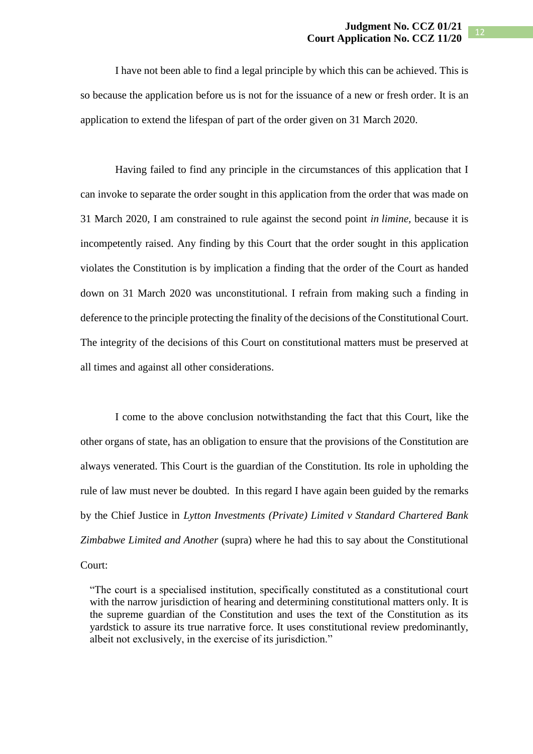I have not been able to find a legal principle by which this can be achieved. This is so because the application before us is not for the issuance of a new or fresh order. It is an application to extend the lifespan of part of the order given on 31 March 2020.

Having failed to find any principle in the circumstances of this application that I can invoke to separate the order sought in this application from the order that was made on 31 March 2020, I am constrained to rule against the second point *in limine*, because it is incompetently raised. Any finding by this Court that the order sought in this application violates the Constitution is by implication a finding that the order of the Court as handed down on 31 March 2020 was unconstitutional. I refrain from making such a finding in deference to the principle protecting the finality of the decisions of the Constitutional Court. The integrity of the decisions of this Court on constitutional matters must be preserved at all times and against all other considerations.

I come to the above conclusion notwithstanding the fact that this Court, like the other organs of state, has an obligation to ensure that the provisions of the Constitution are always venerated. This Court is the guardian of the Constitution. Its role in upholding the rule of law must never be doubted. In this regard I have again been guided by the remarks by the Chief Justice in *Lytton Investments (Private) Limited v Standard Chartered Bank Zimbabwe Limited and Another* (supra) where he had this to say about the Constitutional Court:

> "The court is a specialised institution, specifically constituted as a constitutional court with the narrow jurisdiction of hearing and determining constitutional matters only. It is the supreme guardian of the Constitution and uses the text of the Constitution as its yardstick to assure its true narrative force. It uses constitutional review predominantly, albeit not exclusively, in the exercise of its jurisdiction."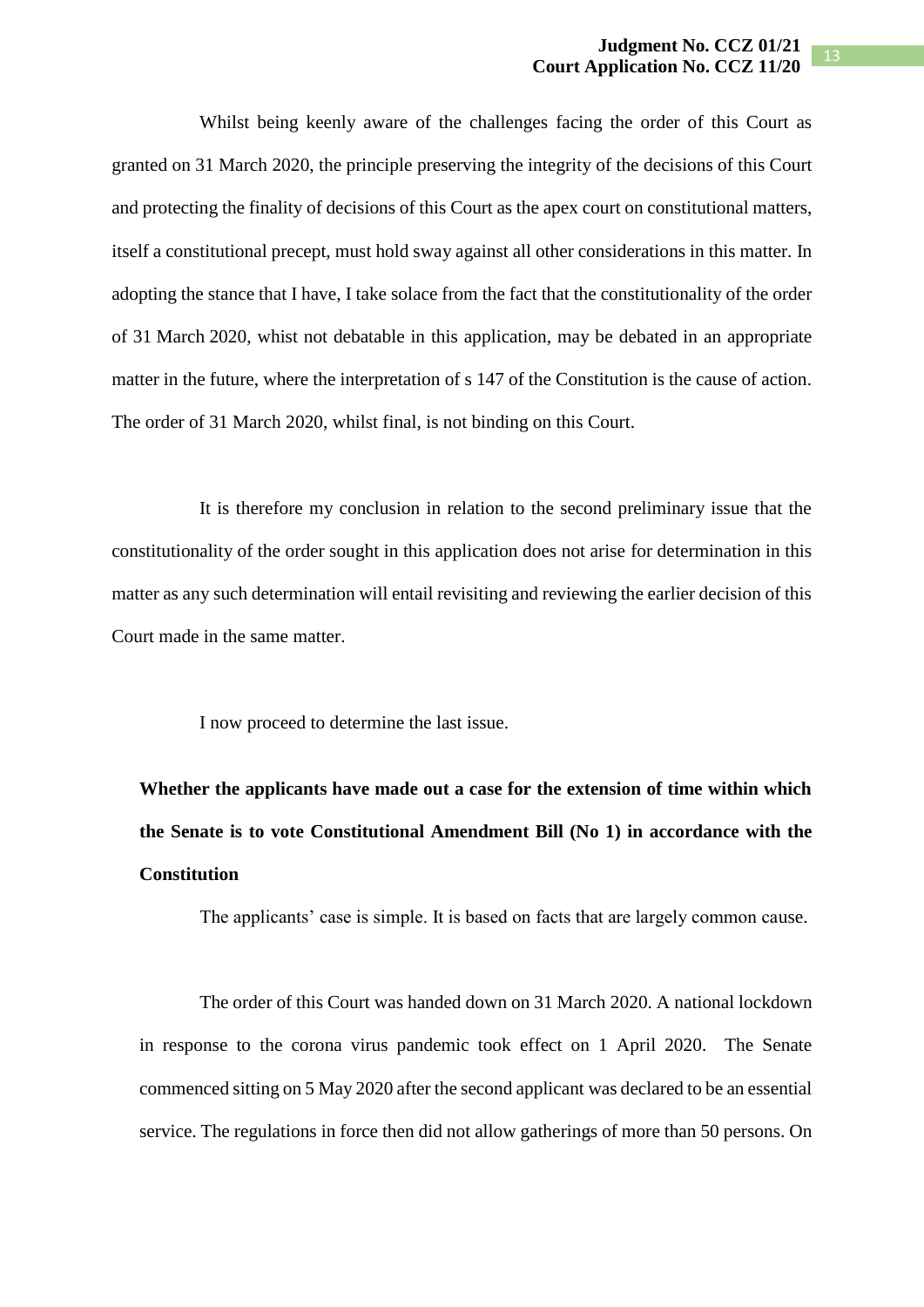Whilst being keenly aware of the challenges facing the order of this Court as granted on 31 March 2020, the principle preserving the integrity of the decisions of this Court and protecting the finality of decisions of this Court as the apex court on constitutional matters, itself a constitutional precept, must hold sway against all other considerations in this matter. In adopting the stance that I have, I take solace from the fact that the constitutionality of the order of 31 March 2020, whist not debatable in this application, may be debated in an appropriate matter in the future, where the interpretation of s 147 of the Constitution is the cause of action. The order of 31 March 2020, whilst final, is not binding on this Court.

It is therefore my conclusion in relation to the second preliminary issue that the constitutionality of the order sought in this application does not arise for determination in this matter as any such determination will entail revisiting and reviewing the earlier decision of this Court made in the same matter.

I now proceed to determine the last issue.

**Whether the applicants have made out a case for the extension of time within which the Senate is to vote Constitutional Amendment Bill (No 1) in accordance with the Constitution**

The applicants' case is simple. It is based on facts that are largely common cause.

The order of this Court was handed down on 31 March 2020. A national lockdown in response to the corona virus pandemic took effect on 1 April 2020. The Senate commenced sitting on 5 May 2020 after the second applicant was declared to be an essential service. The regulations in force then did not allow gatherings of more than 50 persons. On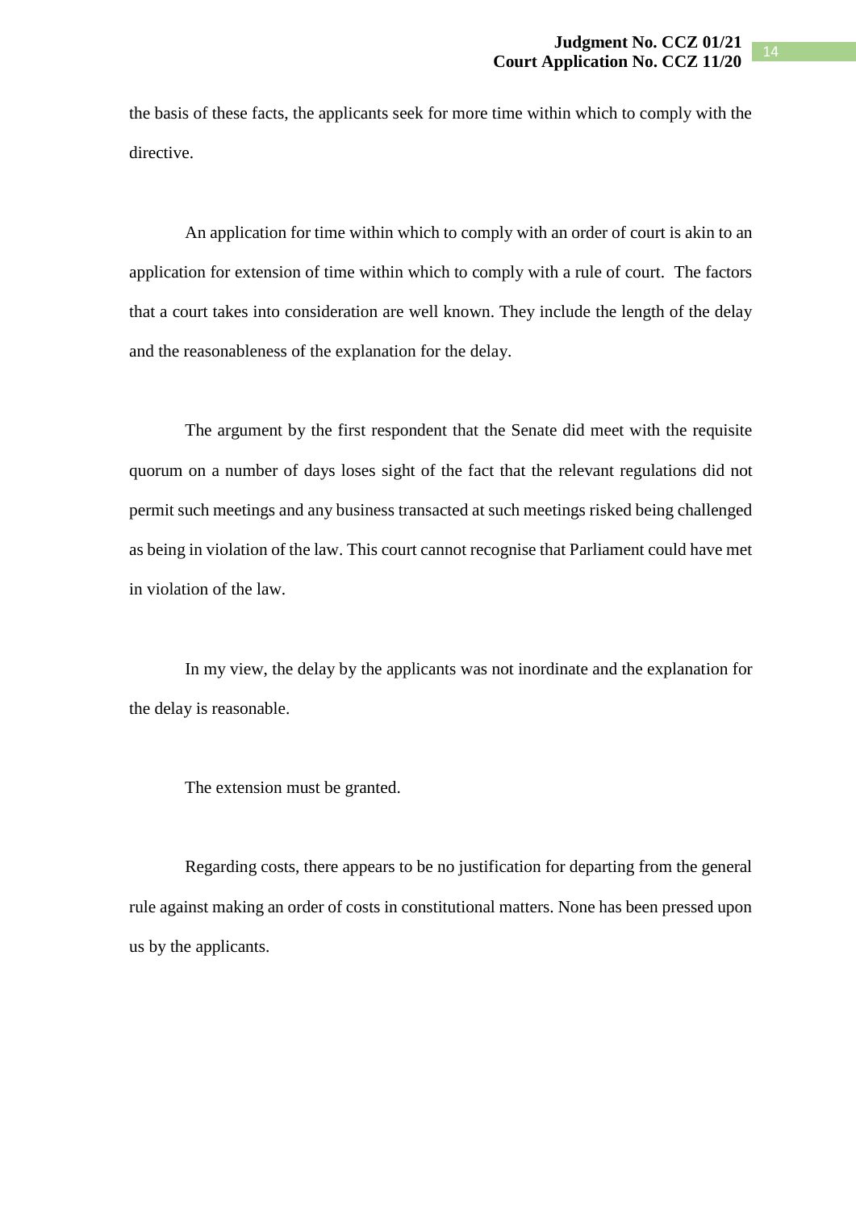the basis of these facts, the applicants seek for more time within which to comply with the directive.

An application for time within which to comply with an order of court is akin to an application for extension of time within which to comply with a rule of court. The factors that a court takes into consideration are well known. They include the length of the delay and the reasonableness of the explanation for the delay.

The argument by the first respondent that the Senate did meet with the requisite quorum on a number of days loses sight of the fact that the relevant regulations did not permit such meetings and any business transacted at such meetings risked being challenged as being in violation of the law. This court cannot recognise that Parliament could have met in violation of the law.

In my view, the delay by the applicants was not inordinate and the explanation for the delay is reasonable.

The extension must be granted.

Regarding costs, there appears to be no justification for departing from the general rule against making an order of costs in constitutional matters. None has been pressed upon us by the applicants.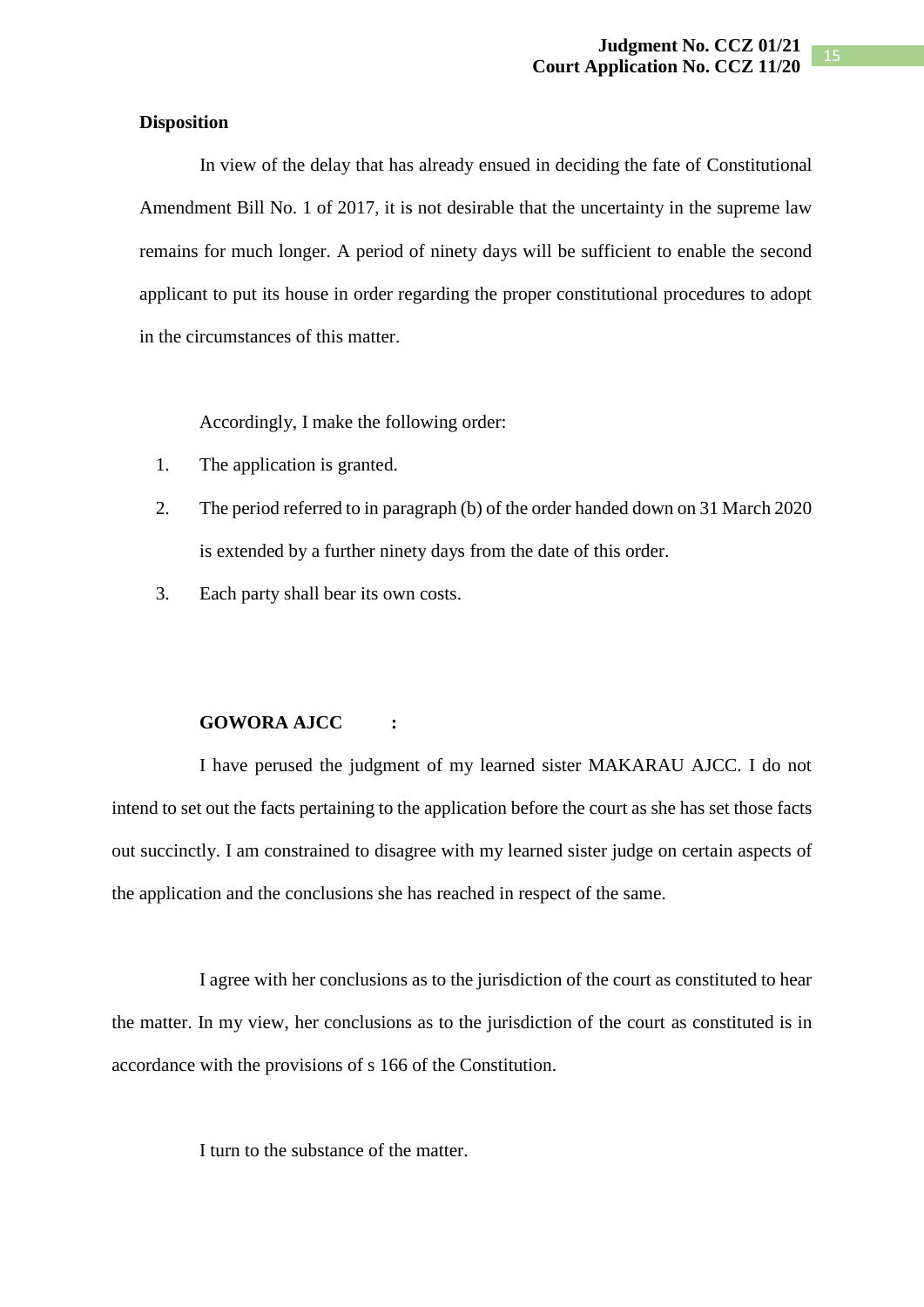**Disposition**

In view of the delay that has already ensued in deciding the fate of Constitutional Amendment Bill No. 1 of 2017, it is not desirable that the uncertainty in the supreme law remains for much longer. A period of ninety days will be sufficient to enable the second applicant to put its house in order regarding the proper constitutional procedures to adopt in the circumstances of this matter.

Accordingly, I make the following order:

1. The application is granted.
2. The period referred to in paragraph (b) of the order handed down on 31 March 2020 is extended by a further ninety days from the date of this order.
3. Each party shall bear its own costs.

**GOWORA AJCC :**

I have perused the judgment of my learned sister MAKARAU AJCC. I do not intend to set out the facts pertaining to the application before the court as she has set those facts out succinctly. I am constrained to disagree with my learned sister judge on certain aspects of the application and the conclusions she has reached in respect of the same.

I agree with her conclusions as to the jurisdiction of the court as constituted to hear the matter. In my view, her conclusions as to the jurisdiction of the court as constituted is in accordance with the provisions of s 166 of the Constitution.

I turn to the substance of the matter.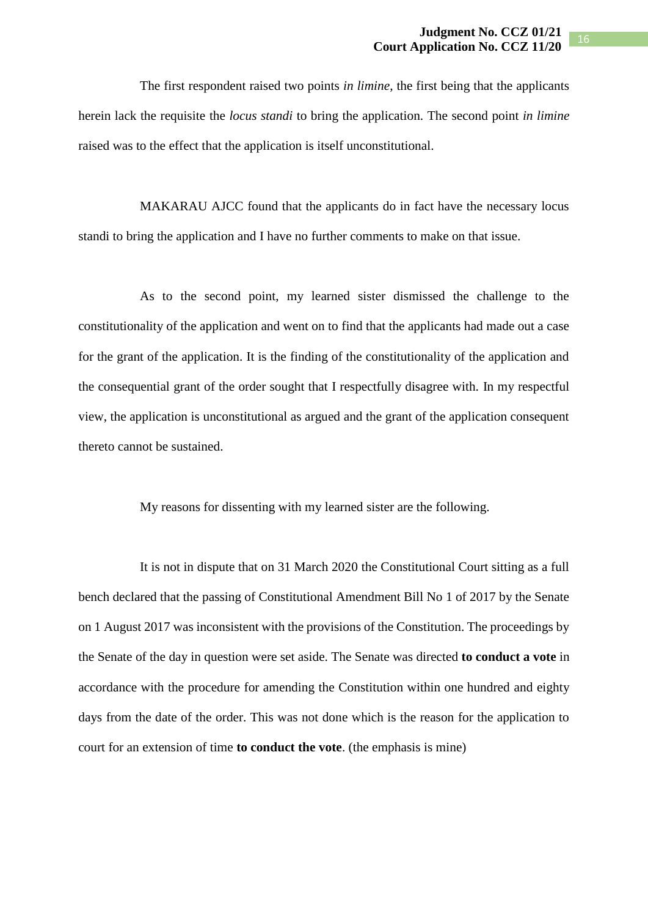The first respondent raised two points *in limine*, the first being that the applicants herein lack the requisite the *locus standi* to bring the application. The second point *in limine* raised was to the effect that the application is itself unconstitutional.

MAKARAU AJCC found that the applicants do in fact have the necessary locus standi to bring the application and I have no further comments to make on that issue.

As to the second point, my learned sister dismissed the challenge to the constitutionality of the application and went on to find that the applicants had made out a case for the grant of the application. It is the finding of the constitutionality of the application and the consequential grant of the order sought that I respectfully disagree with. In my respectful view, the application is unconstitutional as argued and the grant of the application consequent thereto cannot be sustained.

My reasons for dissenting with my learned sister are the following.

It is not in dispute that on 31 March 2020 the Constitutional Court sitting as a full bench declared that the passing of Constitutional Amendment Bill No 1 of 2017 by the Senate on 1 August 2017 was inconsistent with the provisions of the Constitution. The proceedings by the Senate of the day in question were set aside. The Senate was directed **to conduct a vote** in accordance with the procedure for amending the Constitution within one hundred and eighty days from the date of the order. This was not done which is the reason for the application to court for an extension of time **to conduct the vote**. (the emphasis is mine)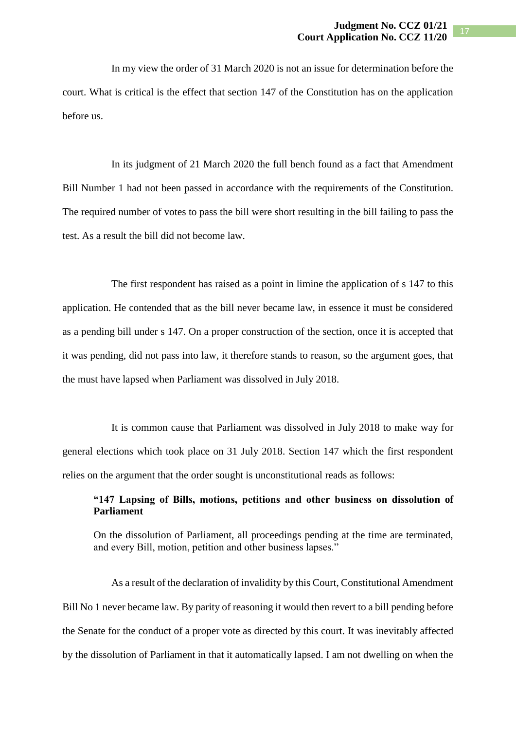In my view the order of 31 March 2020 is not an issue for determination before the court. What is critical is the effect that section 147 of the Constitution has on the application before us.

In its judgment of 21 March 2020 the full bench found as a fact that Amendment Bill Number 1 had not been passed in accordance with the requirements of the Constitution. The required number of votes to pass the bill were short resulting in the bill failing to pass the test. As a result the bill did not become law.

The first respondent has raised as a point in limine the application of s 147 to this application. He contended that as the bill never became law, in essence it must be considered as a pending bill under s 147. On a proper construction of the section, once it is accepted that it was pending, did not pass into law, it therefore stands to reason, so the argument goes, that the must have lapsed when Parliament was dissolved in July 2018.

It is common cause that Parliament was dissolved in July 2018 to make way for general elections which took place on 31 July 2018. Section 147 which the first respondent relies on the argument that the order sought is unconstitutional reads as follows:

> **"147 Lapsing of Bills, motions, petitions and other business on dissolution of Parliament**
>
> On the dissolution of Parliament, all proceedings pending at the time are terminated, and every Bill, motion, petition and other business lapses."

As a result of the declaration of invalidity by this Court, Constitutional Amendment Bill No 1 never became law. By parity of reasoning it would then revert to a bill pending before the Senate for the conduct of a proper vote as directed by this court. It was inevitably affected by the dissolution of Parliament in that it automatically lapsed. I am not dwelling on when the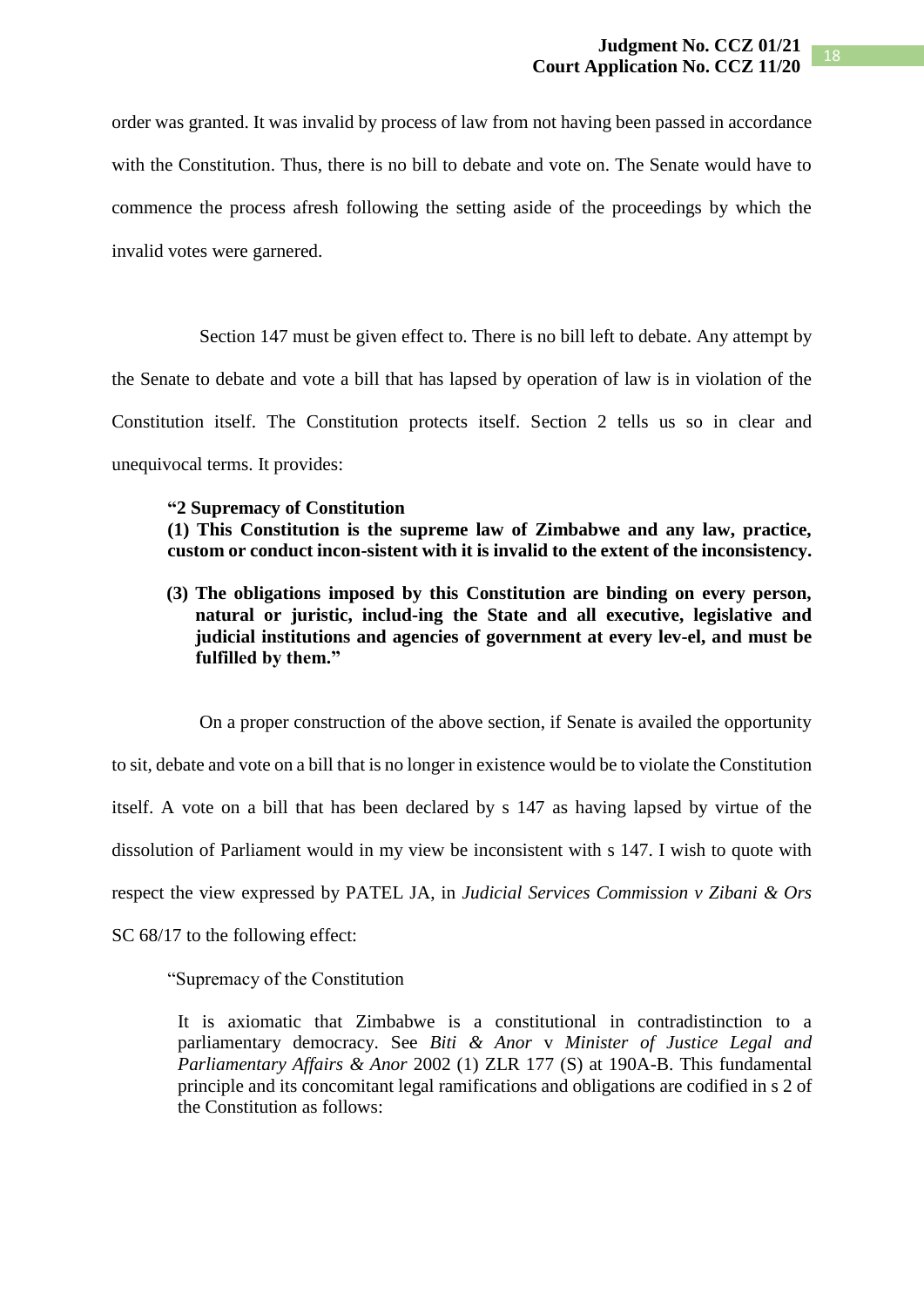order was granted. It was invalid by process of law from not having been passed in accordance with the Constitution. Thus, there is no bill to debate and vote on. The Senate would have to commence the process afresh following the setting aside of the proceedings by which the invalid votes were garnered.

Section 147 must be given effect to. There is no bill left to debate. Any attempt by the Senate to debate and vote a bill that has lapsed by operation of law is in violation of the Constitution itself. The Constitution protects itself. Section 2 tells us so in clear and unequivocal terms. It provides:

> **"2 Supremacy of Constitution**
> **(1) This Constitution is the supreme law of Zimbabwe and any law, practice, custom or conduct incon-sistent with it is invalid to the extent of the inconsistency.**
>
> **(3) The obligations imposed by this Constitution are binding on every person, natural or juristic, includ-ing the State and all executive, legislative and judicial institutions and agencies of government at every lev-el, and must be fulfilled by them."**

On a proper construction of the above section, if Senate is availed the opportunity to sit, debate and vote on a bill that is no longer in existence would be to violate the Constitution itself. A vote on a bill that has been declared by s 147 as having lapsed by virtue of the dissolution of Parliament would in my view be inconsistent with s 147. I wish to quote with respect the view expressed by PATEL JA, in *Judicial Services Commission v Zibani & Ors* SC 68/17 to the following effect:

> "Supremacy of the Constitution
>
> It is axiomatic that Zimbabwe is a constitutional in contradistinction to a parliamentary democracy. See *Biti & Anor* v *Minister of Justice Legal and Parliamentary Affairs & Anor* 2002 (1) ZLR 177 (S) at 190A-B. This fundamental principle and its concomitant legal ramifications and obligations are codified in s 2 of the Constitution as follows: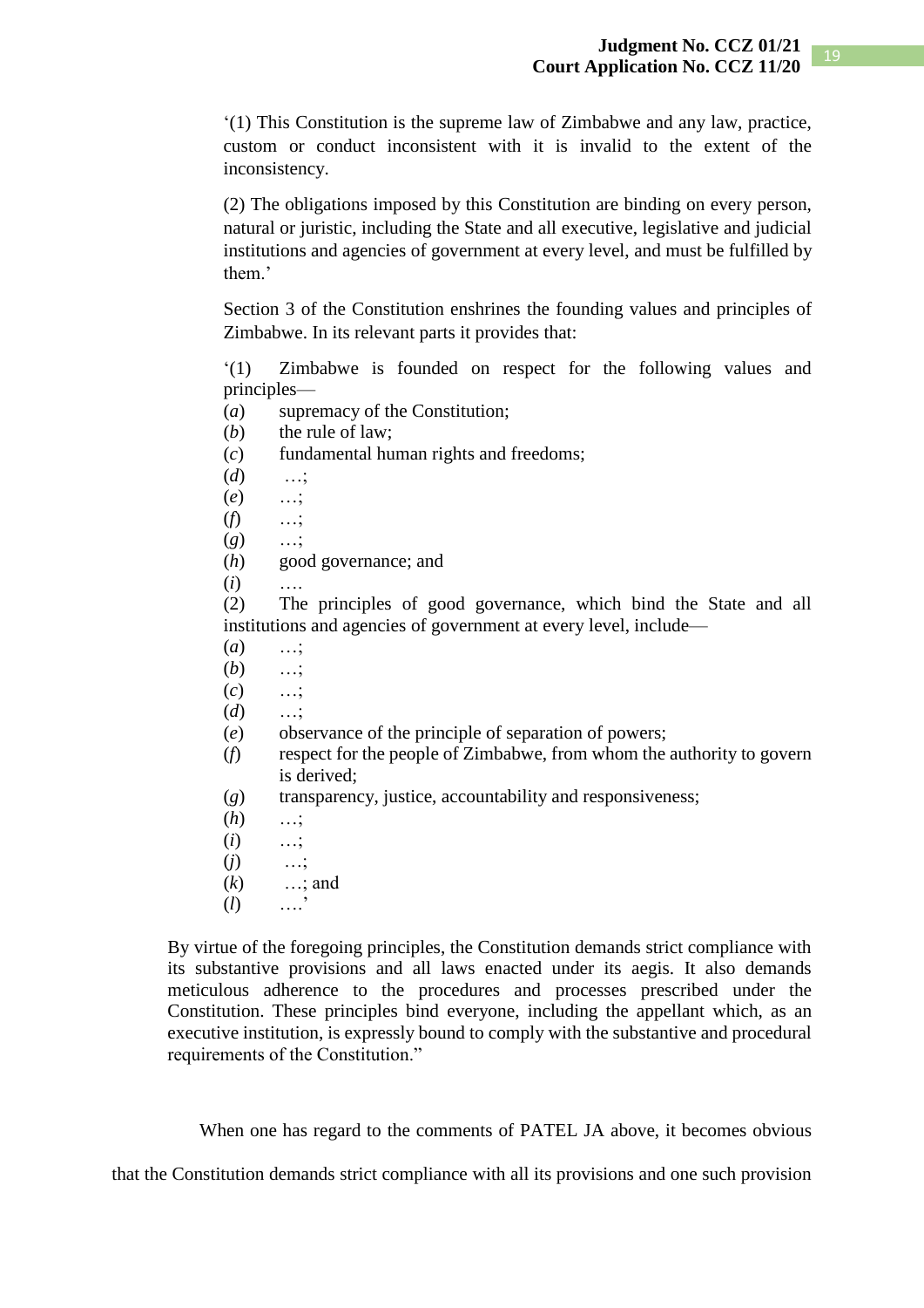'(1) This Constitution is the supreme law of Zimbabwe and any law, practice, custom or conduct inconsistent with it is invalid to the extent of the inconsistency.

(2) The obligations imposed by this Constitution are binding on every person, natural or juristic, including the State and all executive, legislative and judicial institutions and agencies of government at every level, and must be fulfilled by them.'

Section 3 of the Constitution enshrines the founding values and principles of Zimbabwe. In its relevant parts it provides that:

'(1) Zimbabwe is founded on respect for the following values and principles—

(*a*) supremacy of the Constitution;
(*b*) the rule of law;
(*c*) fundamental human rights and freedoms;
(*d*) …;
(*e*) …;
(*f*) …;
(*g*) …;
(*h*) good governance; and
(*i*) ….

(2) The principles of good governance, which bind the State and all institutions and agencies of government at every level, include—

(*a*) …;
(*b*) …;
(*c*) …;
(*d*) …;
(*e*) observance of the principle of separation of powers;
(*f*) respect for the people of Zimbabwe, from whom the authority to govern is derived;
(*g*) transparency, justice, accountability and responsiveness;
(*h*) …;
(*i*) …;
(*j*) …;
(*k*) …; and
(*l*) ….'

By virtue of the foregoing principles, the Constitution demands strict compliance with its substantive provisions and all laws enacted under its aegis. It also demands meticulous adherence to the procedures and processes prescribed under the Constitution. These principles bind everyone, including the appellant which, as an executive institution, is expressly bound to comply with the substantive and procedural requirements of the Constitution."

When one has regard to the comments of PATEL JA above, it becomes obvious that the Constitution demands strict compliance with all its provisions and one such provision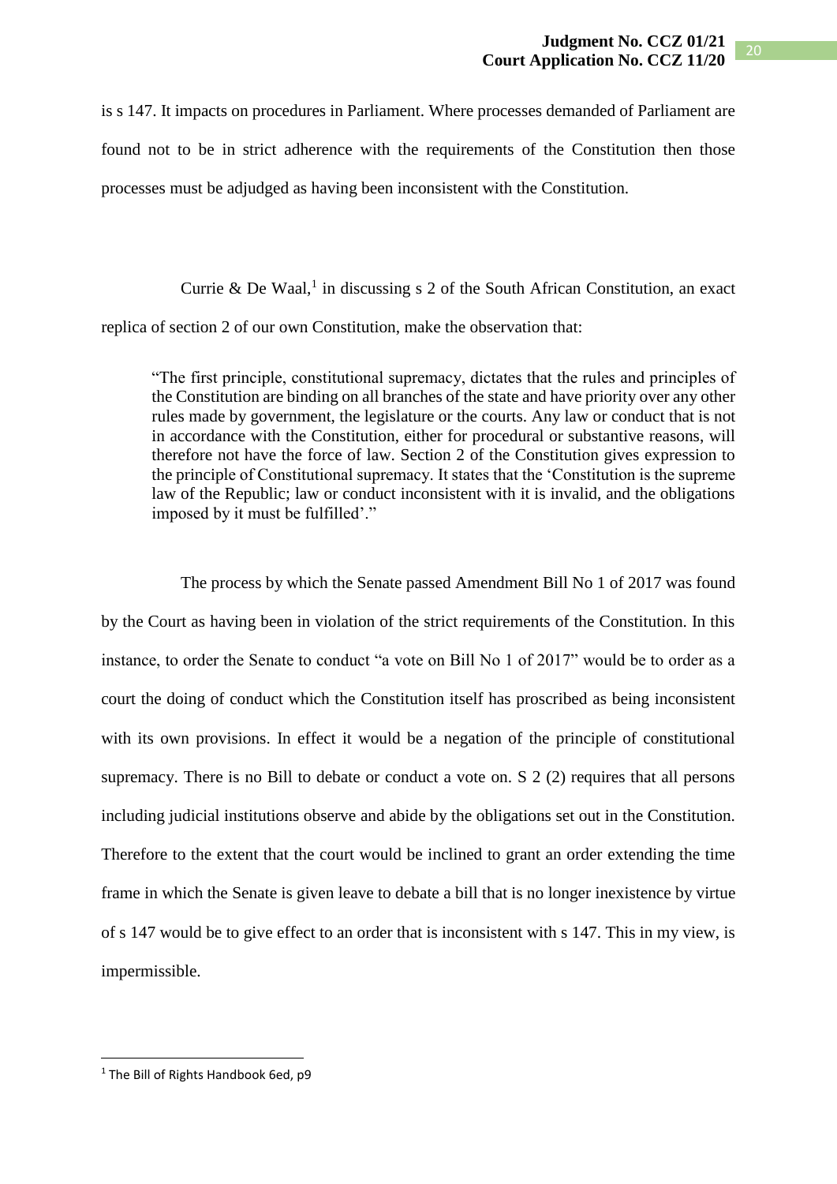is s 147. It impacts on procedures in Parliament. Where processes demanded of Parliament are found not to be in strict adherence with the requirements of the Constitution then those processes must be adjudged as having been inconsistent with the Constitution.

Currie & De Waal,[1] in discussing s 2 of the South African Constitution, an exact replica of section 2 of our own Constitution, make the observation that:

> "The first principle, constitutional supremacy, dictates that the rules and principles of the Constitution are binding on all branches of the state and have priority over any other rules made by government, the legislature or the courts. Any law or conduct that is not in accordance with the Constitution, either for procedural or substantive reasons, will therefore not have the force of law. Section 2 of the Constitution gives expression to the principle of Constitutional supremacy. It states that the 'Constitution is the supreme law of the Republic; law or conduct inconsistent with it is invalid, and the obligations imposed by it must be fulfilled'."

The process by which the Senate passed Amendment Bill No 1 of 2017 was found by the Court as having been in violation of the strict requirements of the Constitution. In this instance, to order the Senate to conduct "a vote on Bill No 1 of 2017" would be to order as a court the doing of conduct which the Constitution itself has proscribed as being inconsistent with its own provisions. In effect it would be a negation of the principle of constitutional supremacy. There is no Bill to debate or conduct a vote on. S 2 (2) requires that all persons including judicial institutions observe and abide by the obligations set out in the Constitution. Therefore to the extent that the court would be inclined to grant an order extending the time frame in which the Senate is given leave to debate a bill that is no longer inexistence by virtue of s 147 would be to give effect to an order that is inconsistent with s 147. This in my view, is impermissible.

---

[1] The Bill of Rights Handbook 6ed, p9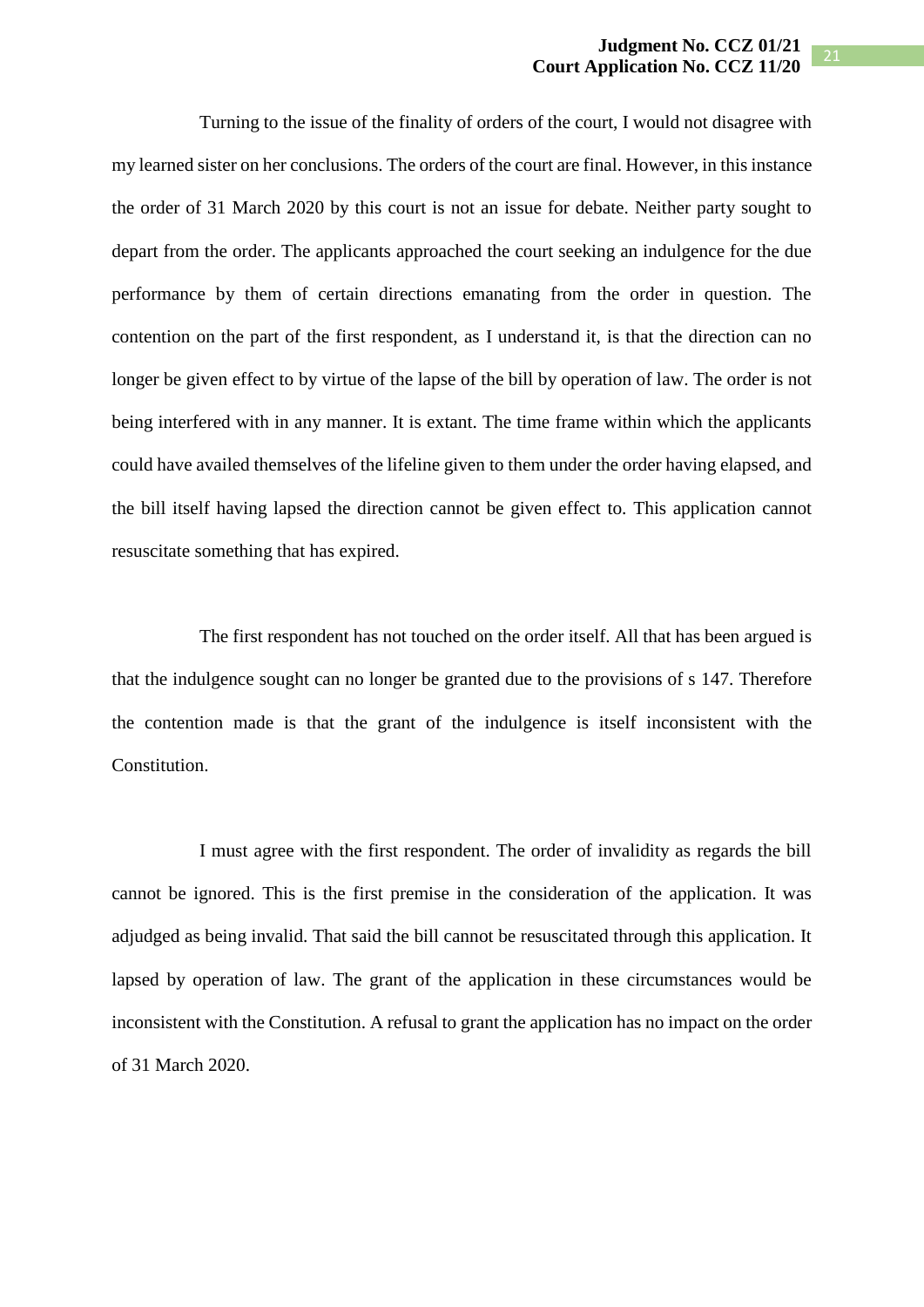Turning to the issue of the finality of orders of the court, I would not disagree with my learned sister on her conclusions. The orders of the court are final. However, in this instance the order of 31 March 2020 by this court is not an issue for debate. Neither party sought to depart from the order. The applicants approached the court seeking an indulgence for the due performance by them of certain directions emanating from the order in question. The contention on the part of the first respondent, as I understand it, is that the direction can no longer be given effect to by virtue of the lapse of the bill by operation of law. The order is not being interfered with in any manner. It is extant. The time frame within which the applicants could have availed themselves of the lifeline given to them under the order having elapsed, and the bill itself having lapsed the direction cannot be given effect to. This application cannot resuscitate something that has expired.

The first respondent has not touched on the order itself. All that has been argued is that the indulgence sought can no longer be granted due to the provisions of s 147. Therefore the contention made is that the grant of the indulgence is itself inconsistent with the Constitution.

I must agree with the first respondent. The order of invalidity as regards the bill cannot be ignored. This is the first premise in the consideration of the application. It was adjudged as being invalid. That said the bill cannot be resuscitated through this application. It lapsed by operation of law. The grant of the application in these circumstances would be inconsistent with the Constitution. A refusal to grant the application has no impact on the order of 31 March 2020.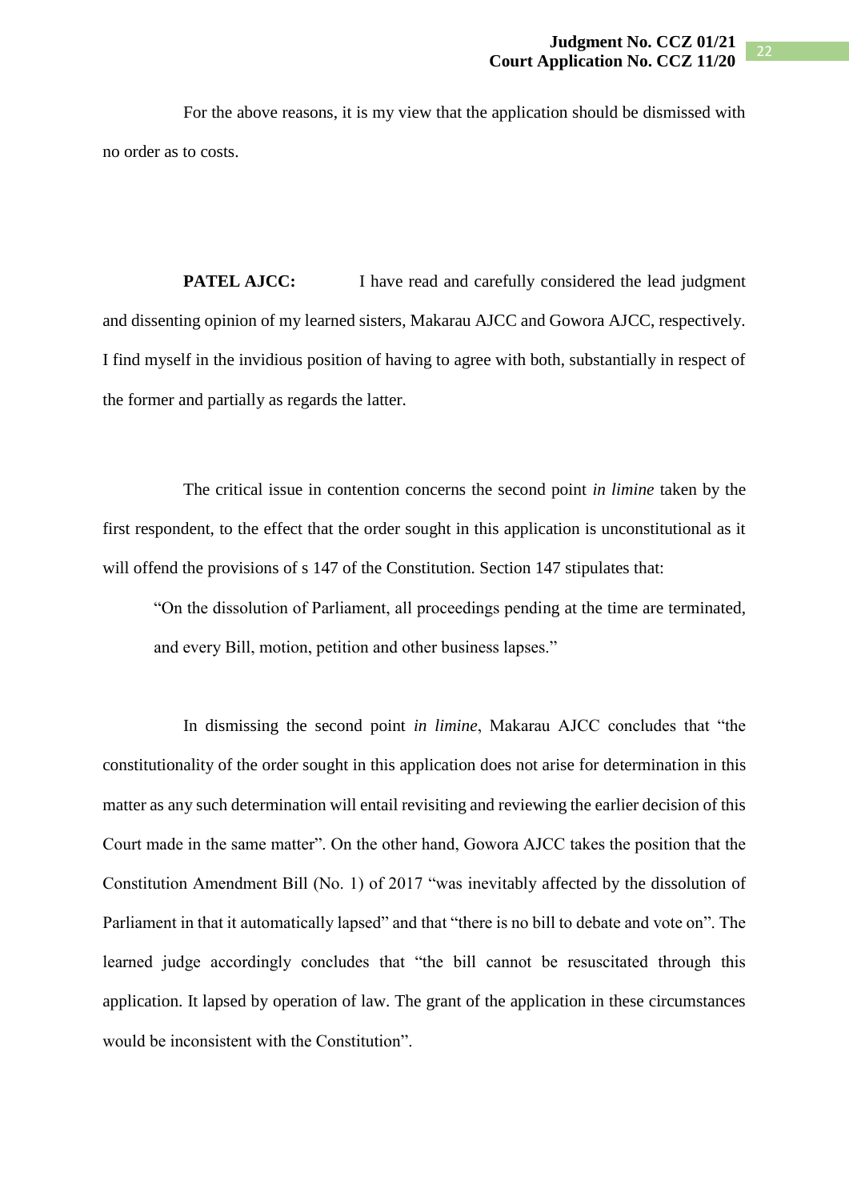For the above reasons, it is my view that the application should be dismissed with no order as to costs.

**PATEL AJCC:** I have read and carefully considered the lead judgment and dissenting opinion of my learned sisters, Makarau AJCC and Gowora AJCC, respectively. I find myself in the invidious position of having to agree with both, substantially in respect of the former and partially as regards the latter.

The critical issue in contention concerns the second point *in limine* taken by the first respondent, to the effect that the order sought in this application is unconstitutional as it will offend the provisions of s 147 of the Constitution. Section 147 stipulates that:

> "On the dissolution of Parliament, all proceedings pending at the time are terminated, and every Bill, motion, petition and other business lapses."

In dismissing the second point *in limine*, Makarau AJCC concludes that "the constitutionality of the order sought in this application does not arise for determination in this matter as any such determination will entail revisiting and reviewing the earlier decision of this Court made in the same matter". On the other hand, Gowora AJCC takes the position that the Constitution Amendment Bill (No. 1) of 2017 "was inevitably affected by the dissolution of Parliament in that it automatically lapsed" and that "there is no bill to debate and vote on". The learned judge accordingly concludes that "the bill cannot be resuscitated through this application. It lapsed by operation of law. The grant of the application in these circumstances would be inconsistent with the Constitution".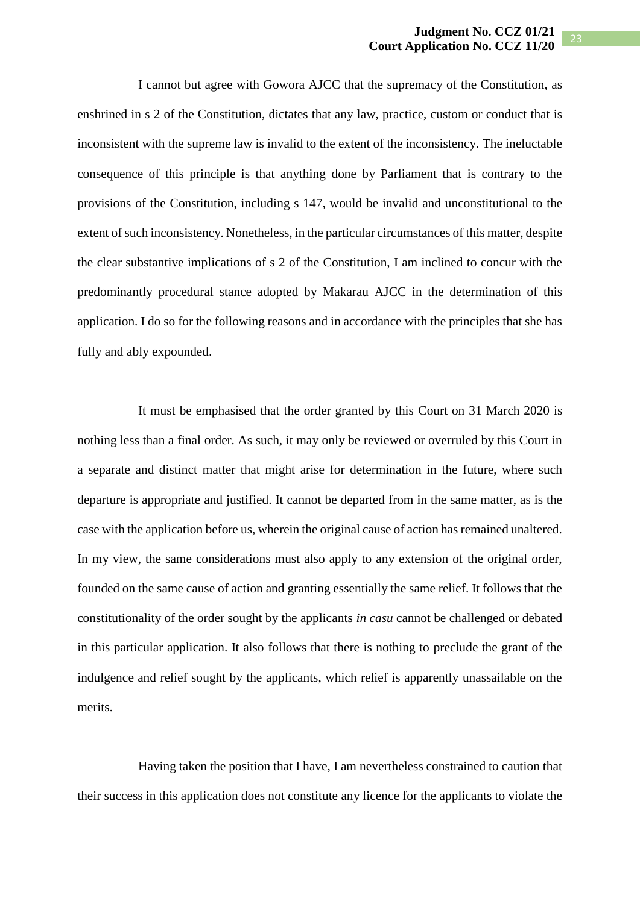I cannot but agree with Gowora AJCC that the supremacy of the Constitution, as enshrined in s 2 of the Constitution, dictates that any law, practice, custom or conduct that is inconsistent with the supreme law is invalid to the extent of the inconsistency. The ineluctable consequence of this principle is that anything done by Parliament that is contrary to the provisions of the Constitution, including s 147, would be invalid and unconstitutional to the extent of such inconsistency. Nonetheless, in the particular circumstances of this matter, despite the clear substantive implications of s 2 of the Constitution, I am inclined to concur with the predominantly procedural stance adopted by Makarau AJCC in the determination of this application. I do so for the following reasons and in accordance with the principles that she has fully and ably expounded.

It must be emphasised that the order granted by this Court on 31 March 2020 is nothing less than a final order. As such, it may only be reviewed or overruled by this Court in a separate and distinct matter that might arise for determination in the future, where such departure is appropriate and justified. It cannot be departed from in the same matter, as is the case with the application before us, wherein the original cause of action has remained unaltered. In my view, the same considerations must also apply to any extension of the original order, founded on the same cause of action and granting essentially the same relief. It follows that the constitutionality of the order sought by the applicants *in casu* cannot be challenged or debated in this particular application. It also follows that there is nothing to preclude the grant of the indulgence and relief sought by the applicants, which relief is apparently unassailable on the merits.

Having taken the position that I have, I am nevertheless constrained to caution that their success in this application does not constitute any licence for the applicants to violate the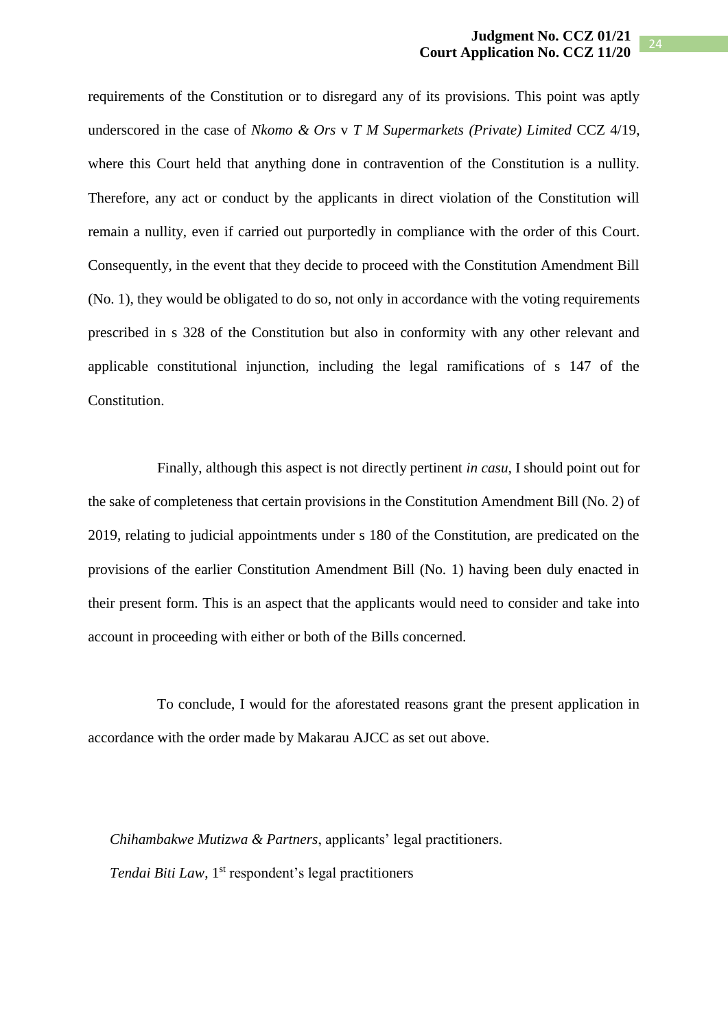requirements of the Constitution or to disregard any of its provisions. This point was aptly underscored in the case of *Nkomo & Ors* v *T M Supermarkets (Private) Limited* CCZ 4/19, where this Court held that anything done in contravention of the Constitution is a nullity. Therefore, any act or conduct by the applicants in direct violation of the Constitution will remain a nullity, even if carried out purportedly in compliance with the order of this Court. Consequently, in the event that they decide to proceed with the Constitution Amendment Bill (No. 1), they would be obligated to do so, not only in accordance with the voting requirements prescribed in s 328 of the Constitution but also in conformity with any other relevant and applicable constitutional injunction, including the legal ramifications of s 147 of the Constitution.

Finally, although this aspect is not directly pertinent *in casu*, I should point out for the sake of completeness that certain provisions in the Constitution Amendment Bill (No. 2) of 2019, relating to judicial appointments under s 180 of the Constitution, are predicated on the provisions of the earlier Constitution Amendment Bill (No. 1) having been duly enacted in their present form. This is an aspect that the applicants would need to consider and take into account in proceeding with either or both of the Bills concerned.

To conclude, I would for the aforestated reasons grant the present application in accordance with the order made by Makarau AJCC as set out above.

*Chihambakwe Mutizwa & Partners*, applicants' legal practitioners.

*Tendai Biti Law*, 1st respondent's legal practitioners